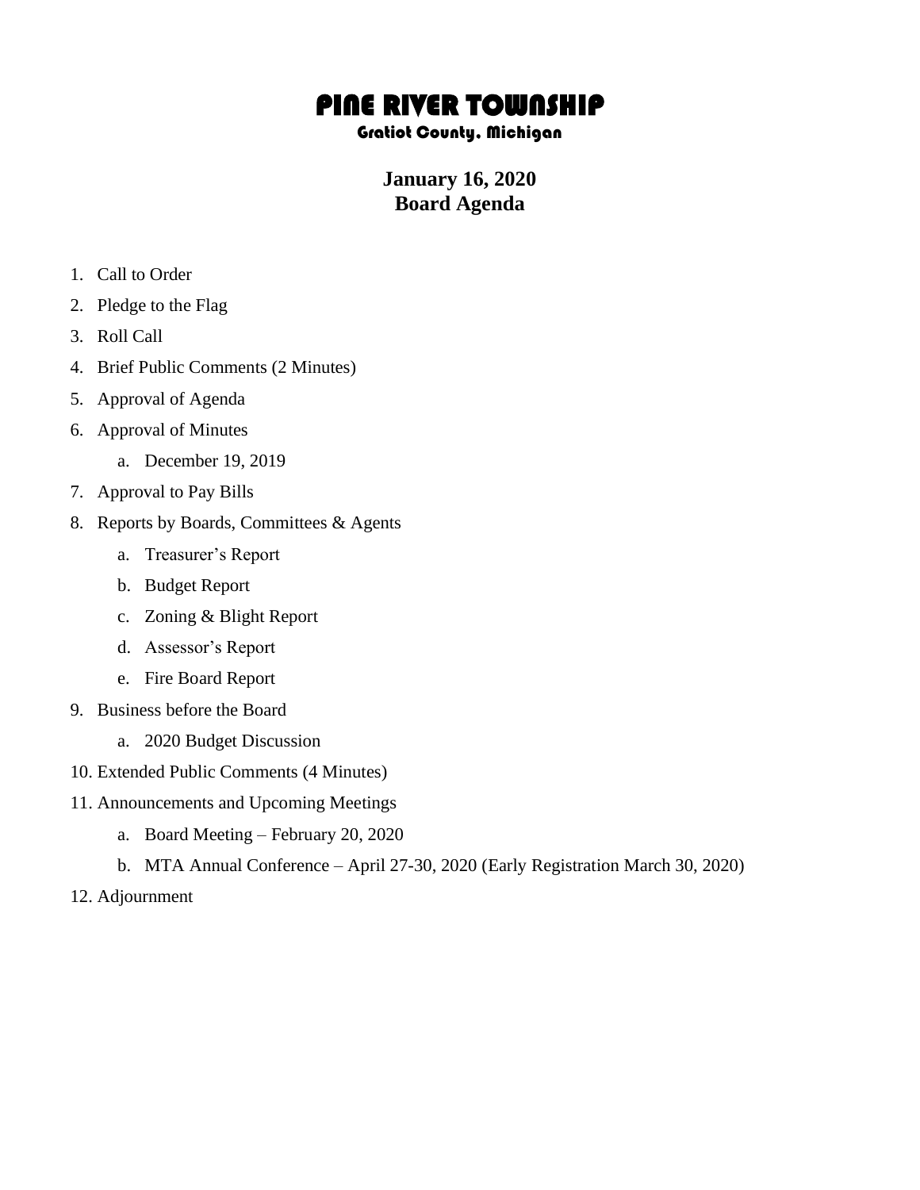# PINE RIVER TOWNSHIP

### Gratiot County, Michigan

## January 16, 2020
## Board Agenda

1. Call to Order
2. Pledge to the Flag
3. Roll Call
4. Brief Public Comments (2 Minutes)
5. Approval of Agenda
6. Approval of Minutes
   a. December 19, 2019
7. Approval to Pay Bills
8. Reports by Boards, Committees & Agents
   a. Treasurer's Report
   b. Budget Report
   c. Zoning & Blight Report
   d. Assessor's Report
   e. Fire Board Report
9. Business before the Board
   a. 2020 Budget Discussion
10. Extended Public Comments (4 Minutes)
11. Announcements and Upcoming Meetings
    a. Board Meeting – February 20, 2020
    b. MTA Annual Conference – April 27-30, 2020 (Early Registration March 30, 2020)
12. Adjournment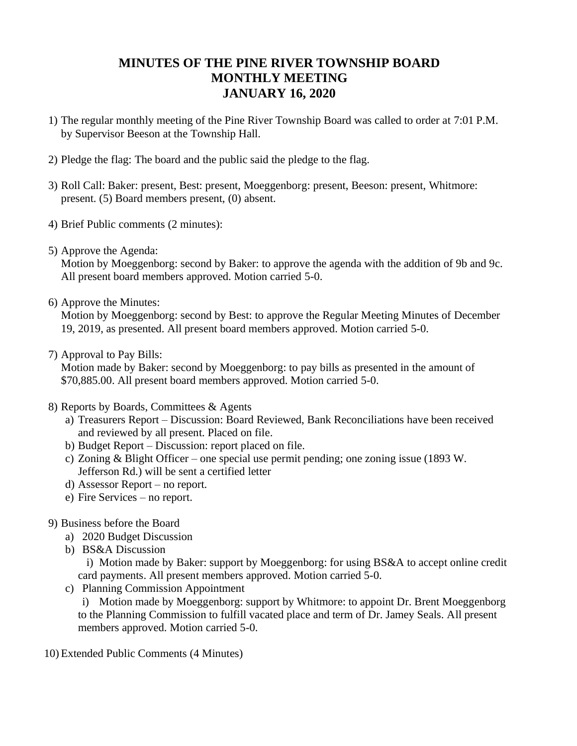# MINUTES OF THE PINE RIVER TOWNSHIP BOARD MONTHLY MEETING JANUARY 16, 2020

1) The regular monthly meeting of the Pine River Township Board was called to order at 7:01 P.M. by Supervisor Beeson at the Township Hall.

2) Pledge the flag: The board and the public said the pledge to the flag.

3) Roll Call: Baker: present, Best: present, Moeggenborg: present, Beeson: present, Whitmore: present. (5) Board members present, (0) absent.

4) Brief Public comments (2 minutes):

5) Approve the Agenda:
   Motion by Moeggenborg: second by Baker: to approve the agenda with the addition of 9b and 9c. All present board members approved. Motion carried 5-0.

6) Approve the Minutes:
   Motion by Moeggenborg: second by Best: to approve the Regular Meeting Minutes of December 19, 2019, as presented. All present board members approved. Motion carried 5-0.

7) Approval to Pay Bills:
   Motion made by Baker: second by Moeggenborg: to pay bills as presented in the amount of $70,885.00. All present board members approved. Motion carried 5-0.

8) Reports by Boards, Committees & Agents
   a) Treasurers Report – Discussion: Board Reviewed, Bank Reconciliations have been received and reviewed by all present. Placed on file.
   b) Budget Report – Discussion: report placed on file.
   c) Zoning & Blight Officer – one special use permit pending; one zoning issue (1893 W. Jefferson Rd.) will be sent a certified letter
   d) Assessor Report – no report.
   e) Fire Services – no report.

9) Business before the Board
   a) 2020 Budget Discussion
   b) BS&A Discussion
      i) Motion made by Baker: support by Moeggenborg: for using BS&A to accept online credit card payments. All present members approved. Motion carried 5-0.
   c) Planning Commission Appointment
      i) Motion made by Moeggenborg: support by Whitmore: to appoint Dr. Brent Moeggenborg to the Planning Commission to fulfill vacated place and term of Dr. Jamey Seals. All present members approved. Motion carried 5-0.

10) Extended Public Comments (4 Minutes)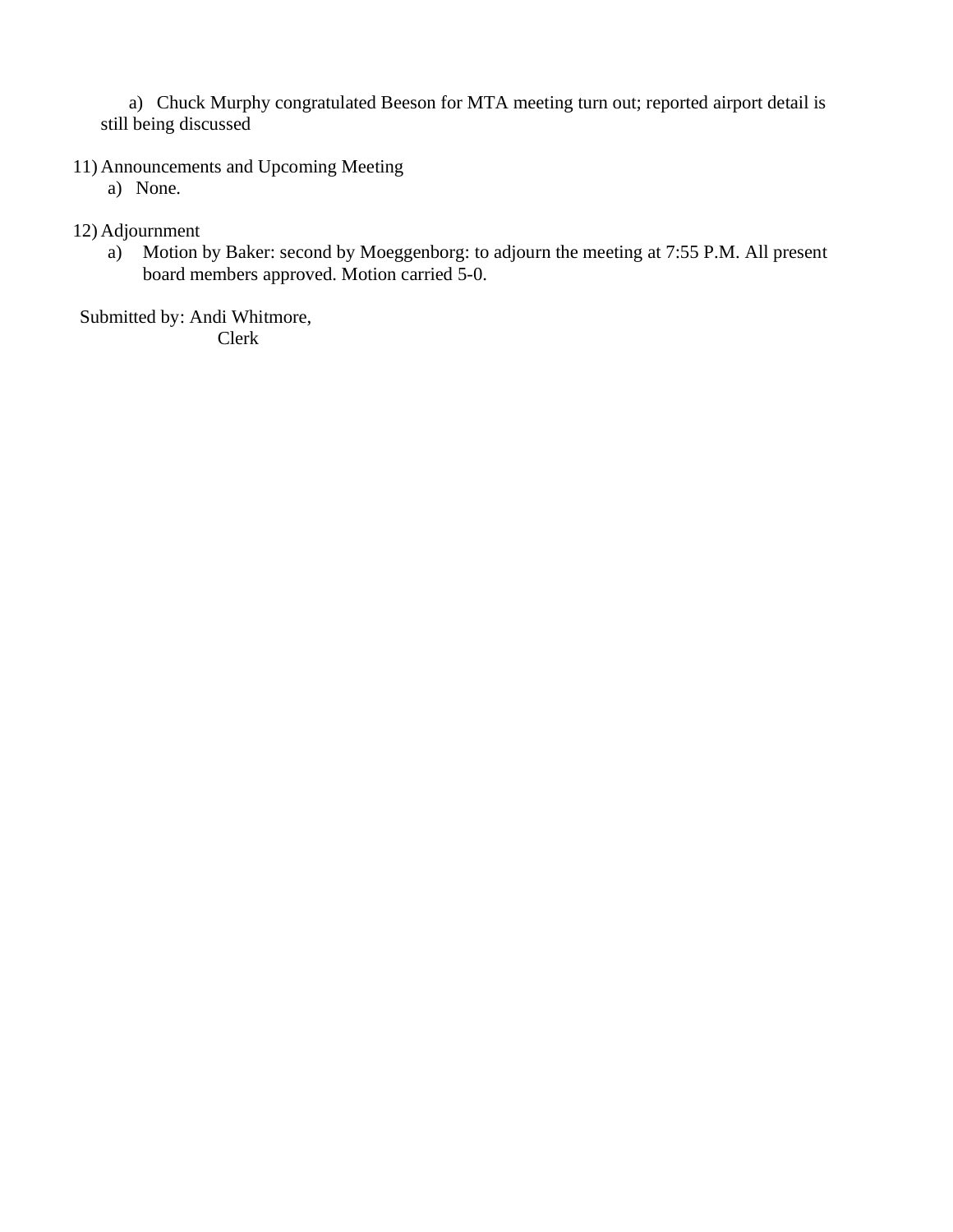a) Chuck Murphy congratulated Beeson for MTA meeting turn out; reported airport detail is still being discussed

11) Announcements and Upcoming Meeting
    a) None.

12) Adjournment
    a) Motion by Baker: second by Moeggenborg: to adjourn the meeting at 7:55 P.M. All present board members approved. Motion carried 5-0.

Submitted by: Andi Whitmore,
Clerk